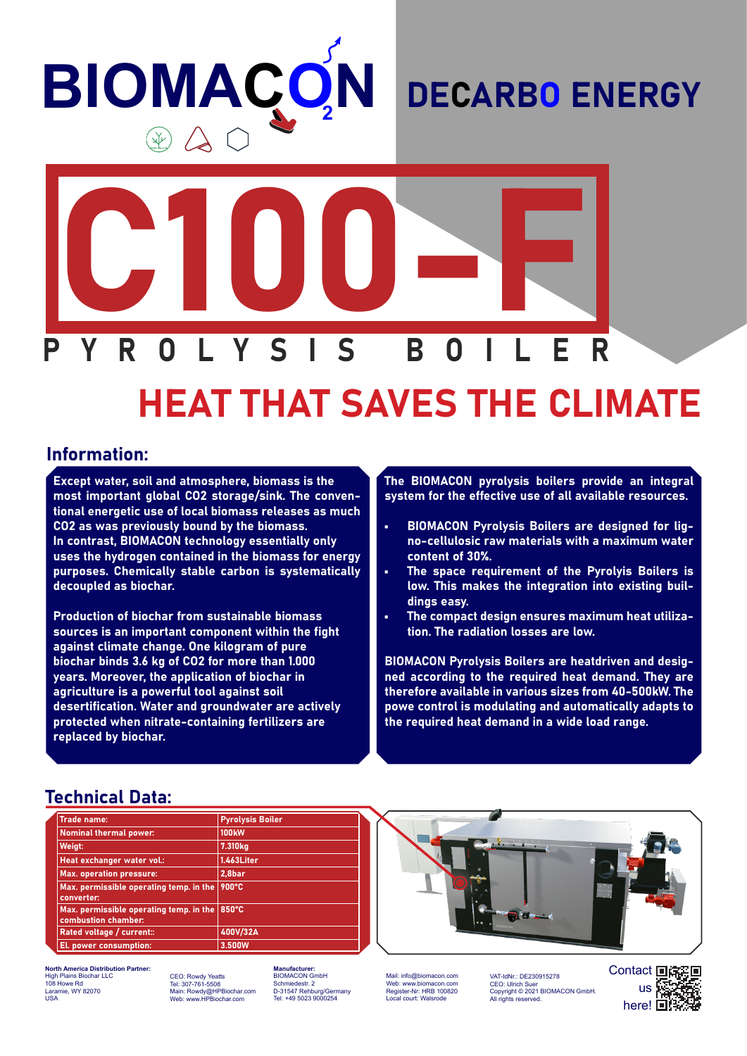# BIOMACON

## DECARBO ENERGY

# C100-F

## PYROLYSIS BOILER

# HEAT THAT SAVES THE CLIMATE

## Information:

**Except water, soil and atmosphere, biomass is the most important global CO2 storage/sink. The conventional energetic use of local biomass releases as much CO2 as was previously bound by the biomass. In contrast, BIOMACON technology essentially only uses the hydrogen contained in the biomass for energy purposes. Chemically stable carbon is systematically decoupled as biochar.**

**Production of biochar from sustainable biomass sources is an important component within the fight against climate change. One kilogram of pure biochar binds 3.6 kg of CO2 for more than 1.000 years. Moreover, the application of biochar in agriculture is a powerful tool against soil desertification. Water and groundwater are actively protected when nitrate-containing fertilizers are replaced by biochar.**

**The BIOMACON pyrolysis boilers provide an integral system for the effective use of all available resources.**

- **BIOMACON Pyrolysis Boilers are designed for ligno-cellulosic raw materials with a maximum water content of 30%.**
- **The space requirement of the Pyrolyis Boilers is low. This makes the integration into existing buildings easy.**
- **The compact design ensures maximum heat utilization. The radiation losses are low.**

**BIOMACON Pyrolysis Boilers are heatdriven and designed according to the required heat demand. They are therefore available in various sizes from 40-500kW. The powe control is modulating and automatically adapts to the required heat demand in a wide load range.**

## Technical Data:

| Trade name: | Pyrolysis Boiler |
|---|---|
| Nominal thermal power: | 100kW |
| Weigt: | 7.310kg |
| Heat exchanger water vol.: | 1.463Liter |
| Max. operation pressure: | 2,8bar |
| Max. permissible operating temp. in the converter: | 900°C |
| Max. permissible operating temp. in the combustion chamber: | 850°C |
| Rated voltage / current:: | 400V/32A |
| El. power consumption: | 3.500W |

**North America Distribution Partner:**
High Plains Biochar LLC
108 Howe Rd
Laramie, WY 82070
USA

CEO: Rowdy Yeatts
Tel: 307-761-5508
Main: Rowdy@HPBiochar.com
Web: www.HPBiochar.com

**Manufacturer:**
BIOMACON GmbH
Schmiedestr. 2
D-31547 Rehburg/Germany
Tel: +49 5023 9000254

Mail: info@biomacon.com
Web: www.biomacon.com
Register-Nr: HRB 100820
Local court: Walsrode

VAT-IdNr.: DE230915278
CEO: Ulrich Suer
Copyright © 2021 BIOMACON GmbH.
All rights reserved.

Contact us here!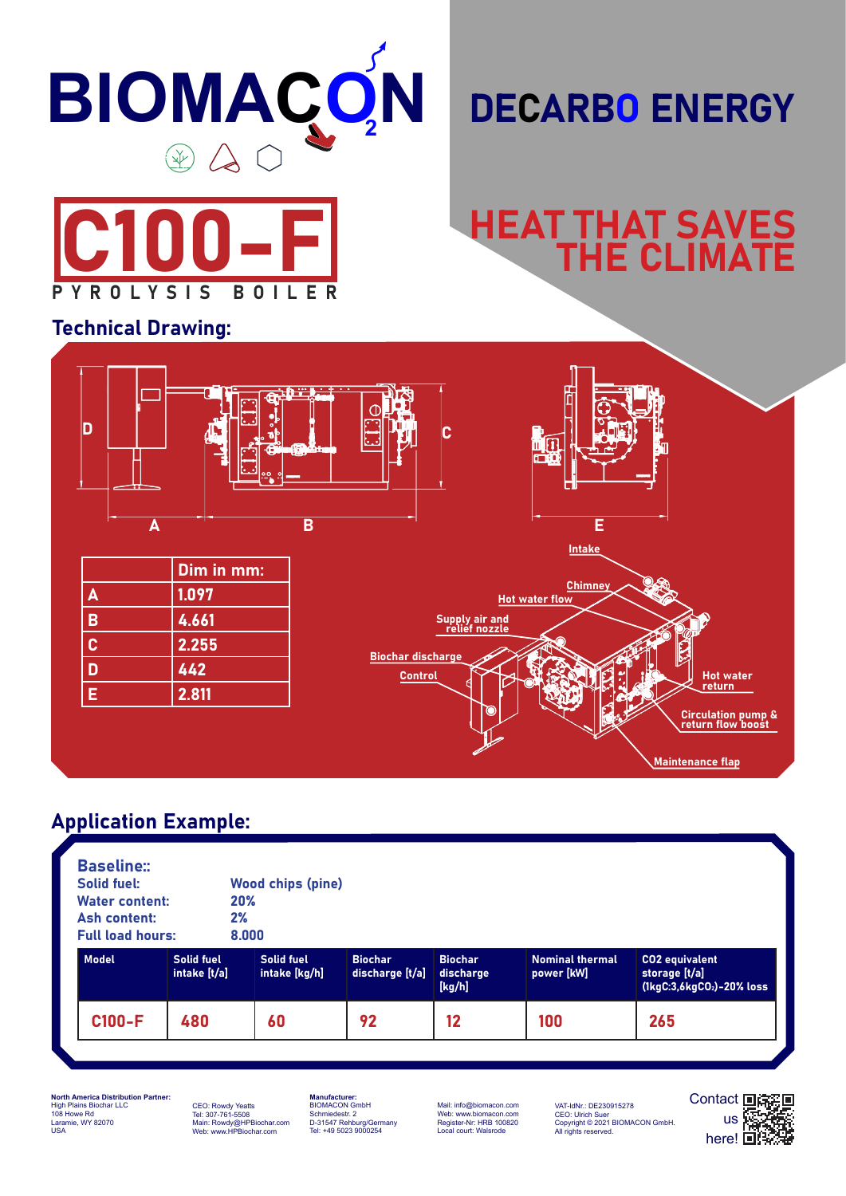# BIOMACON

# DECARBO ENERGY

# C100-F

PYROLYSIS BOILER

# HEAT THAT SAVES THE CLIMATE

## Technical Drawing:

D

C

A

B

E

| | Dim in mm: |
|---|---|
| A | 1.097 |
| B | 4.661 |
| C | 2.255 |
| D | 442 |
| E | 2.811 |

Intake

Chimney

Hot water flow

Supply air and relief nozzle

Biochar discharge

Control

Hot water return

Circulation pump & return flow boost

Maintenance flap

## Application Example:

**Baseline::**

**Solid fuel:** Wood chips (pine)
**Water content:** 20%
**Ash content:** 2%
**Full load hours:** 8.000

| Model | Solid fuel intake [t/a] | Solid fuel intake [kg/h] | Biochar discharge [t/a] | Biochar discharge [kg/h] | Nominal thermal power [kW] | CO2 equivalent storage [t/a] (1kgC:3,6kg$CO_2$)-20% loss |
|---|---|---|---|---|---|---|
| C100-F | 480 | 60 | 92 | 12 | 100 | 265 |

**North America Distribution Partner:**
High Plains Biochar LLC
108 Howe Rd
Laramie, WY 82070
USA

CEO: Rowdy Yeatts
Tel: 307-761-5508
Main: Rowdy@HPBiochar.com
Web: www.HPBiochar.com

**Manufacturer:**
BIOMACON GmbH
Schmiedestr. 2
D-31547 Rehburg/Germany
Tel: +49 5023 9000254

Mail: info@biomacon.com
Web: www.biomacon.com
Register-Nr: HRB 100820
Local court: Walsrode

VAT-IdNr.: DE230915278
CEO: Ulrich Suer
Copyright © 2021 BIOMACON GmbH.
All rights reserved.

Contact us here!